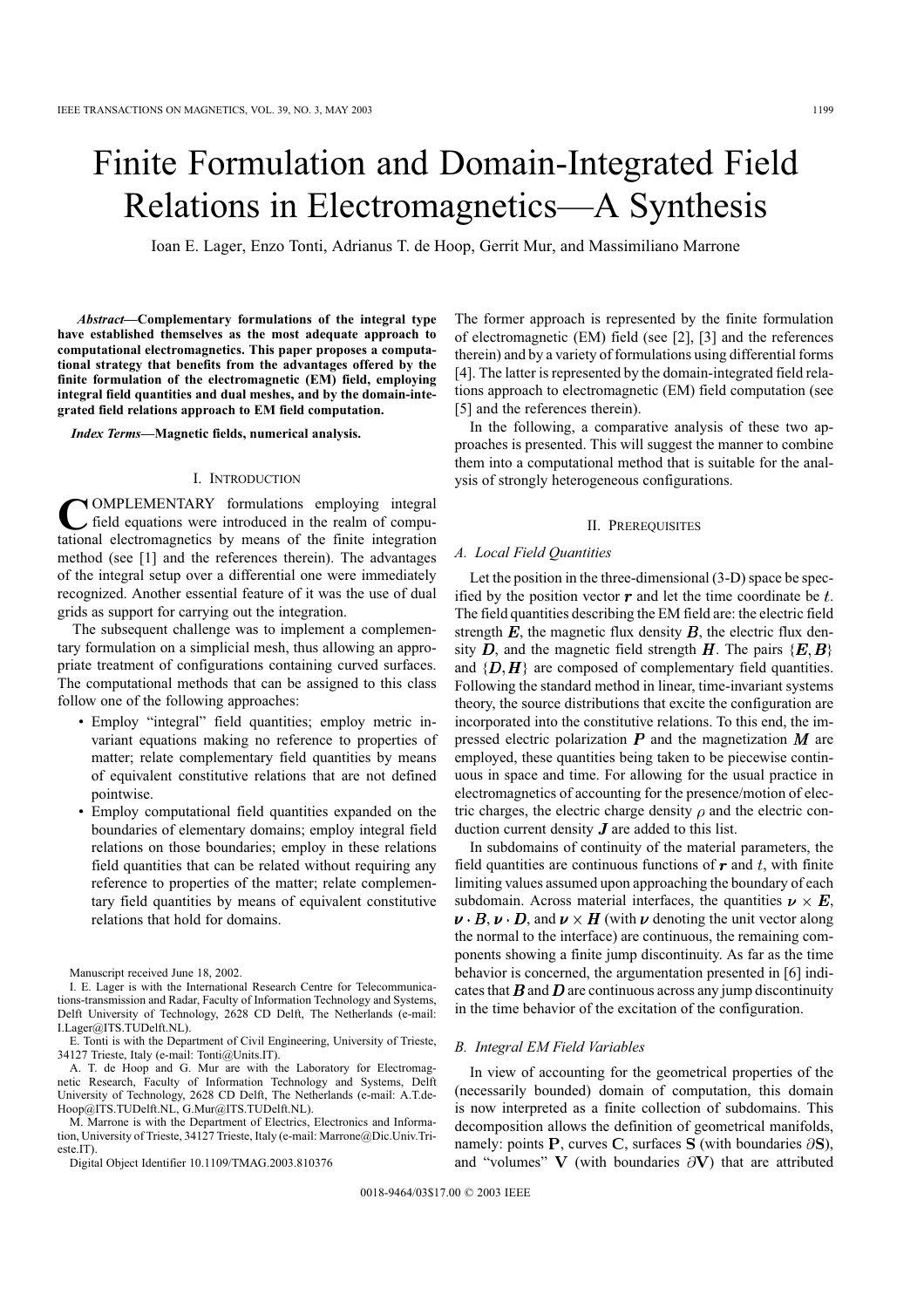# Finite Formulation and Domain-Integrated Field Relations in Electromagnetics—A Synthesis

Ioan E. Lager, Enzo Tonti, Adrianus T. de Hoop, Gerrit Mur, and Massimiliano Marrone

***Abstract*—Complementary formulations of the integral type have established themselves as the most adequate approach to computational electromagnetics. This paper proposes a computational strategy that benefits from the advantages offered by the finite formulation of the electromagnetic (EM) field, employing integral field quantities and dual meshes, and by the domain-integrated field relations approach to EM field computation.**

***Index Terms*—Magnetic fields, numerical analysis.**

## I. Introduction

Complementary formulations employing integral field equations were introduced in the realm of computational electromagnetics by means of the finite integration method (see [1] and the references therein). The advantages of the integral setup over a differential one were immediately recognized. Another essential feature of it was the use of dual grids as support for carrying out the integration.

The subsequent challenge was to implement a complementary formulation on a simplicial mesh, thus allowing an appropriate treatment of configurations containing curved surfaces. The computational methods that can be assigned to this class follow one of the following approaches:

- Employ "integral" field quantities; employ metric invariant equations making no reference to properties of matter; relate complementary field quantities by means of equivalent constitutive relations that are not defined pointwise.
- Employ computational field quantities expanded on the boundaries of elementary domains; employ integral field relations on those boundaries; employ in these relations field quantities that can be related without requiring any reference to properties of the matter; relate complementary field quantities by means of equivalent constitutive relations that hold for domains.

The former approach is represented by the finite formulation of electromagnetic (EM) field (see [2], [3] and the references therein) and by a variety of formulations using differential forms [4]. The latter is represented by the domain-integrated field relations approach to electromagnetic (EM) field computation (see [5] and the references therein).

In the following, a comparative analysis of these two approaches is presented. This will suggest the manner to combine them into a computational method that is suitable for the analysis of strongly heterogeneous configurations.

## II. Prerequisites

### A. Local Field Quantities

Let the position in the three-dimensional (3-D) space be specified by the position vector $\boldsymbol{r}$ and let the time coordinate be $t$. The field quantities describing the EM field are: the electric field strength $\boldsymbol{E}$, the magnetic flux density $\boldsymbol{B}$, the electric flux density $\boldsymbol{D}$, and the magnetic field strength $\boldsymbol{H}$. The pairs $\{\boldsymbol{E}, \boldsymbol{B}\}$ and $\{\boldsymbol{D}, \boldsymbol{H}\}$ are composed of complementary field quantities. Following the standard method in linear, time-invariant systems theory, the source distributions that excite the configuration are incorporated into the constitutive relations. To this end, the impressed electric polarization $\boldsymbol{P}$ and the magnetization $\boldsymbol{M}$ are employed, these quantities being taken to be piecewise continuous in space and time. For allowing for the usual practice in electromagnetics of accounting for the presence/motion of electric charges, the electric charge density $\rho$ and the electric conduction current density $\boldsymbol{J}$ are added to this list.

In subdomains of continuity of the material parameters, the field quantities are continuous functions of $\boldsymbol{r}$ and $t$, with finite limiting values assumed upon approaching the boundary of each subdomain. Across material interfaces, the quantities $\boldsymbol{\nu} \times \boldsymbol{E}$, $\boldsymbol{\nu} \cdot \boldsymbol{B}$, $\boldsymbol{\nu} \cdot \boldsymbol{D}$, and $\boldsymbol{\nu} \times \boldsymbol{H}$ (with $\boldsymbol{\nu}$ denoting the unit vector along the normal to the interface) are continuous, the remaining components showing a finite jump discontinuity. As far as the time behavior is concerned, the argumentation presented in [6] indicates that $\boldsymbol{B}$ and $\boldsymbol{D}$ are continuous across any jump discontinuity in the time behavior of the excitation of the configuration.

### B. Integral EM Field Variables

In view of accounting for the geometrical properties of the (necessarily bounded) domain of computation, this domain is now interpreted as a finite collection of subdomains. This decomposition allows the definition of geometrical manifolds, namely: points $\mathbf{P}$, curves $\mathbf{C}$, surfaces $\mathbf{S}$ (with boundaries $\partial\mathbf{S}$), and "volumes" $\mathbf{V}$ (with boundaries $\partial\mathbf{V}$) that are attributed

---

Manuscript received June 18, 2002.

I. E. Lager is with the International Research Centre for Telecommunications-transmission and Radar, Faculty of Information Technology and Systems, Delft University of Technology, 2628 CD Delft, The Netherlands (e-mail: I.Lager@ITS.TUDelft.NL).

E. Tonti is with the Department of Civil Engineering, University of Trieste, 34127 Trieste, Italy (e-mail: Tonti@Units.IT).

A. T. de Hoop and G. Mur are with the Laboratory for Electromagnetic Research, Faculty of Information Technology and Systems, Delft University of Technology, 2628 CD Delft, The Netherlands (e-mail: A.T.deHoop@ITS.TUDelft.NL, G.Mur@ITS.TUDelft.NL).

M. Marrone is with the Department of Electrics, Electronics and Information, University of Trieste, 34127 Trieste, Italy (e-mail: Marrone@Dic.Univ.Trieste.IT).

Digital Object Identifier 10.1109/TMAG.2003.810376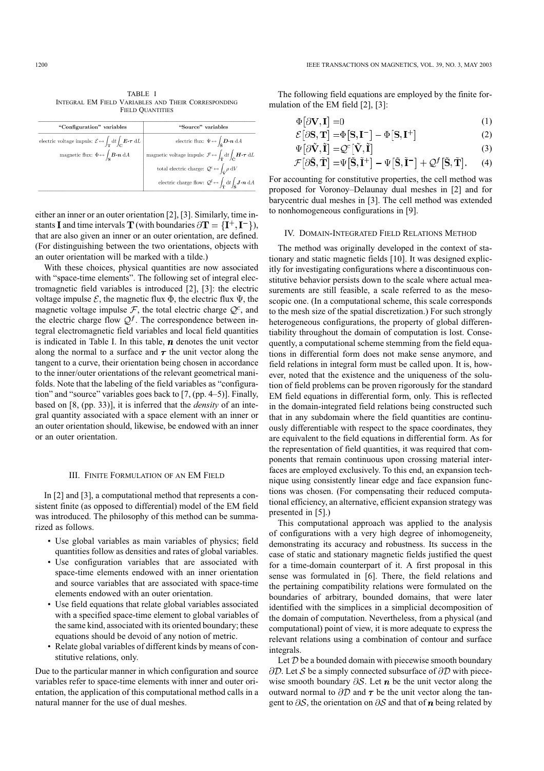TABLE I
INTEGRAL EM FIELD VARIABLES AND THEIR CORRESPONDING FIELD QUANTITIES

| "Configuration" variables | "Source" variables |
|---|---|
| electric voltage impuls: $\mathcal{E} \leftrightarrow \int_{\mathbf{T}} \mathrm{d}t \int_{\mathbf{C}} \boldsymbol{E}\cdot\boldsymbol{\tau}\, \mathrm{d}L$ | electric flux: $\Psi \leftrightarrow \int_{\mathbf{S}} \boldsymbol{D}\cdot\boldsymbol{n}\, \mathrm{d}A$ |
| magnetic flux: $\Phi \leftrightarrow \int_{\mathbf{S}} \boldsymbol{B}\cdot\boldsymbol{n}\, \mathrm{d}A$ | magnetic voltage impuls: $\mathcal{F} \leftrightarrow \int_{\mathbf{T}} \mathrm{d}t \int_{\mathbf{C}} \boldsymbol{H}\cdot\boldsymbol{\tau}\, \mathrm{d}L$ |
| | total electric charge: $\mathcal{Q}^c \leftrightarrow \int_{\mathbf{V}} \rho\, \mathrm{d}V$ |
| | electric charge flow: $\mathcal{Q}^f \leftrightarrow \int_{\mathbf{T}} \mathrm{d}t \int_{\mathbf{S}} \boldsymbol{J}\cdot\boldsymbol{n}\, \mathrm{d}A$ |

either an inner or an outer orientation [2], [3]. Similarly, time instants $\mathbf{I}$ and time intervals $\mathbf{T}$ (with boundaries $\partial\mathbf{T} = \{\mathbf{I}^+, \mathbf{I}^-\}$), that are also given an inner or an outer orientation, are defined. (For distinguishing between the two orientations, objects with an outer orientation will be marked with a tilde.)

With these choices, physical quantities are now associated with "space-time elements". The following set of integral electromagnetic field variables is introduced [2], [3]: the electric voltage impulse $\mathcal{E}$, the magnetic flux $\Phi$, the electric flux $\Psi$, the magnetic voltage impulse $\mathcal{F}$, the total electric charge $\mathcal{Q}^c$, and the electric charge flow $\mathcal{Q}^f$. The correspondence between integral electromagnetic field variables and local field quantities is indicated in Table I. In this table, $\boldsymbol{n}$ denotes the unit vector along the normal to a surface and $\boldsymbol{\tau}$ the unit vector along the tangent to a curve, their orientation being chosen in accordance to the inner/outer orientations of the relevant geometrical manifolds. Note that the labeling of the field variables as "configuration" and "source" variables goes back to [7, (pp. 4–5)]. Finally, based on [8, (pp. 33)], it is inferred that the *density* of an integral quantity associated with a space element with an inner or an outer orientation should, likewise, be endowed with an inner or an outer orientation.

## III. Finite Formulation of an EM Field

In [2] and [3], a computational method that represents a consistent finite (as opposed to differential) model of the EM field was introduced. The philosophy of this method can be summarized as follows.

- Use global variables as main variables of physics; field quantities follow as densities and rates of global variables.
- Use configuration variables that are associated with space-time elements endowed with an inner orientation and source variables that are associated with space-time elements endowed with an outer orientation.
- Use field equations that relate global variables associated with a specified space-time element to global variables of the same kind, associated with its oriented boundary; these equations should be devoid of any notion of metric.
- Relate global variables of different kinds by means of constitutive relations, only.

Due to the particular manner in which configuration and source variables refer to space-time elements with inner and outer orientation, the application of this computational method calls in a natural manner for the use of dual meshes.

The following field equations are employed by the finite formulation of the EM field [2], [3]:

$$\Phi\left[\partial\mathbf{V}, \mathbf{I}\right] = 0 \tag{1}$$

$$\mathcal{E}\left[\partial\mathbf{S}, \mathbf{T}\right] = \Phi\left[\mathbf{S}, \mathbf{I}^-\right] - \Phi\left[\mathbf{S}, \mathbf{I}^+\right] \tag{2}$$

$$\Psi\left[\partial\tilde{\mathbf{V}}, \tilde{\mathbf{I}}\right] = \mathcal{Q}^c\left[\tilde{\mathbf{V}}, \tilde{\mathbf{I}}\right] \tag{3}$$

$$\mathcal{F}\left[\partial\tilde{\mathbf{S}}, \tilde{\mathbf{T}}\right] = \Psi\left[\tilde{\mathbf{S}}, \tilde{\mathbf{I}}^+\right] - \Psi\left[\tilde{\mathbf{S}}, \tilde{\mathbf{I}}^-\right] + \mathcal{Q}^f\left[\tilde{\mathbf{S}}, \tilde{\mathbf{T}}\right]. \tag{4}$$

For accounting for constitutive properties, the cell method was proposed for Voronoy–Delaunay dual meshes in [2] and for barycentric dual meshes in [3]. The cell method was extended to nonhomogeneous configurations in [9].

## IV. Domain-Integrated Field Relations Method

The method was originally developed in the context of stationary and static magnetic fields [10]. It was designed explicitly for investigating configurations where a discontinuous constitutive behavior persists down to the scale where actual measurements are still feasible, a scale referred to as the mesoscopic one. (In a computational scheme, this scale corresponds to the mesh size of the spatial discretization.) For such strongly heterogeneous configurations, the property of global differentiability throughout the domain of computation is lost. Consequently, a computational scheme stemming from the field equations in differential form does not make sense anymore, and field relations in integral form must be called upon. It is, however, noted that the existence and the uniqueness of the solution of field problems can be proven rigorously for the standard EM field equations in differential form, only. This is reflected in the domain-integrated field relations being constructed such that in any subdomain where the field quantities are continuously differentiable with respect to the space coordinates, they are equivalent to the field equations in differential form. As for the representation of field quantities, it was required that components that remain continuous upon crossing material interfaces are employed exclusively. To this end, an expansion technique using consistently linear edge and face expansion functions was chosen. (For compensating their reduced computational efficiency, an alternative, efficient expansion strategy was presented in [5].)

This computational approach was applied to the analysis of configurations with a very high degree of inhomogeneity, demonstrating its accuracy and robustness. Its success in the case of static and stationary magnetic fields justified the quest for a time-domain counterpart of it. A first proposal in this sense was formulated in [6]. There, the field relations and the pertaining compatibility relations were formulated on the boundaries of arbitrary, bounded domains, that were later identified with the simplices in a simplicial decomposition of the domain of computation. Nevertheless, from a physical (and computational) point of view, it is more adequate to express the relevant relations using a combination of contour and surface integrals.

Let $\mathcal{D}$ be a bounded domain with piecewise smooth boundary $\partial\mathcal{D}$. Let $\mathcal{S}$ be a simply connected subsurface of $\partial\mathcal{D}$ with piecewise smooth boundary $\partial\mathcal{S}$. Let $\boldsymbol{n}$ be the unit vector along the outward normal to $\partial\mathcal{D}$ and $\boldsymbol{\tau}$ be the unit vector along the tangent to $\partial\mathcal{S}$, the orientation on $\partial\mathcal{S}$ and that of $\boldsymbol{n}$ being related by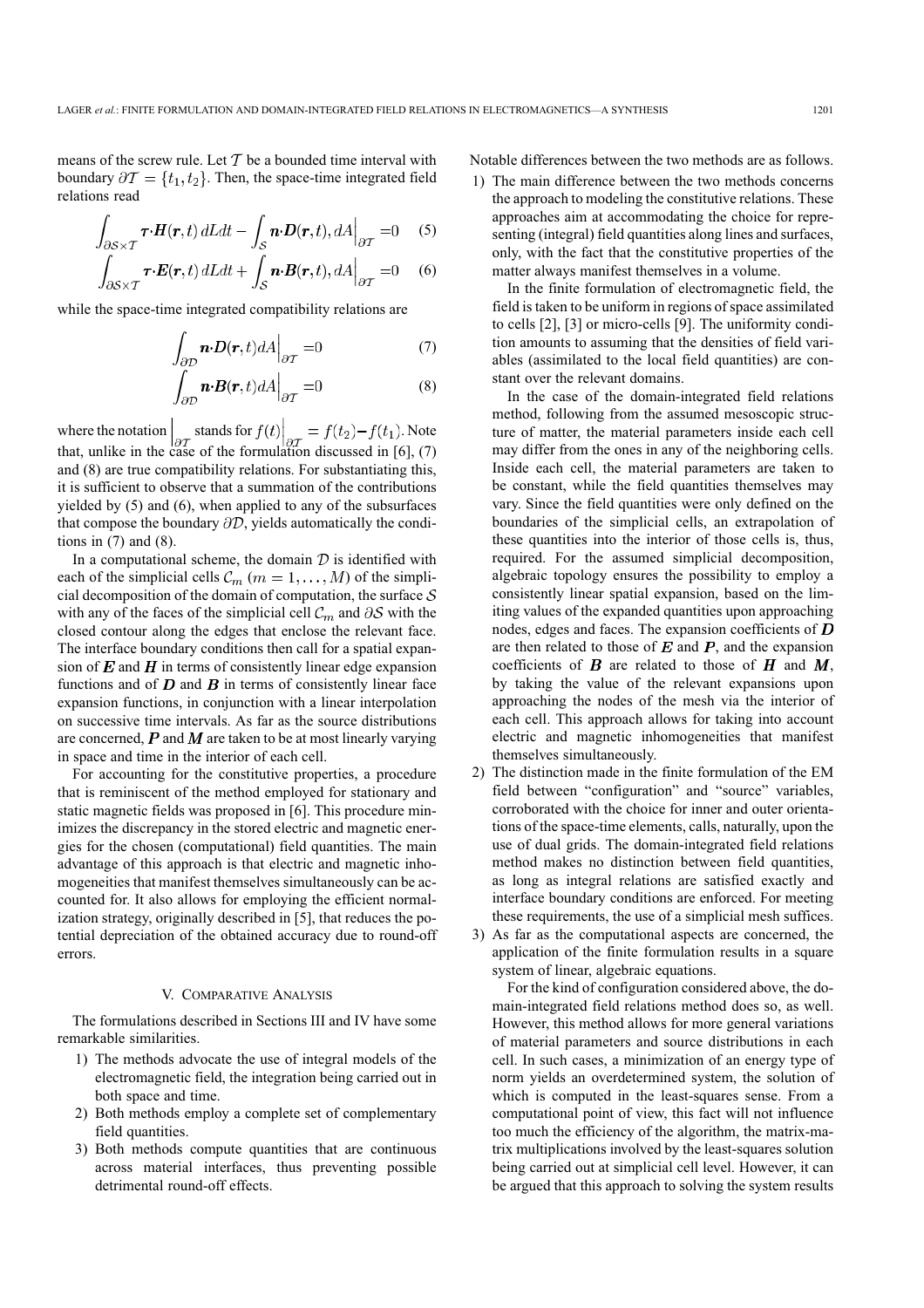means of the screw rule. Let $\mathcal{T}$ be a bounded time interval with boundary $\partial\mathcal{T} = \{t_1, t_2\}$. Then, the space-time integrated field relations read

$$\int_{\partial\mathcal{S}\times\mathcal{T}} \boldsymbol{\tau}\cdot\boldsymbol{H}(\boldsymbol{r},t)\,dLdt - \int_{\mathcal{S}} \boldsymbol{n}\cdot\boldsymbol{D}(\boldsymbol{r},t), dA\Big|_{\partial\mathcal{T}} = 0 \quad (5)$$

$$\int_{\partial\mathcal{S}\times\mathcal{T}} \boldsymbol{\tau}\cdot\boldsymbol{E}(\boldsymbol{r},t)\,dLdt + \int_{\mathcal{S}} \boldsymbol{n}\cdot\boldsymbol{B}(\boldsymbol{r},t), dA\Big|_{\partial\mathcal{T}} = 0 \quad (6)$$

while the space-time integrated compatibility relations are

$$\int_{\partial\mathcal{D}} \boldsymbol{n}\cdot\boldsymbol{D}(\boldsymbol{r},t)dA\Big|_{\partial\mathcal{T}} = 0 \quad (7)$$

$$\int_{\partial\mathcal{D}} \boldsymbol{n}\cdot\boldsymbol{B}(\boldsymbol{r},t)dA\Big|_{\partial\mathcal{T}} = 0 \quad (8)$$

where the notation $\Big|_{\partial\mathcal{T}}$ stands for $f(t)\Big|_{\partial\mathcal{T}} = f(t_2) - f(t_1)$. Note that, unlike in the case of the formulation discussed in [6], (7) and (8) are true compatibility relations. For substantiating this, it is sufficient to observe that a summation of the contributions yielded by (5) and (6), when applied to any of the subsurfaces that compose the boundary $\partial\mathcal{D}$, yields automatically the conditions in (7) and (8).

In a computational scheme, the domain $\mathcal{D}$ is identified with each of the simplicial cells $\mathcal{C}_m$ $(m = 1, \ldots, M)$ of the simplicial decomposition of the domain of computation, the surface $\mathcal{S}$ with any of the faces of the simplicial cell $\mathcal{C}_m$ and $\partial\mathcal{S}$ with the closed contour along the edges that enclose the relevant face. The interface boundary conditions then call for a spatial expansion of $\boldsymbol{E}$ and $\boldsymbol{H}$ in terms of consistently linear edge expansion functions and of $\boldsymbol{D}$ and $\boldsymbol{B}$ in terms of consistently linear face expansion functions, in conjunction with a linear interpolation on successive time intervals. As far as the source distributions are concerned, $\boldsymbol{P}$ and $\boldsymbol{M}$ are taken to be at most linearly varying in space and time in the interior of each cell.

For accounting for the constitutive properties, a procedure that is reminiscent of the method employed for stationary and static magnetic fields was proposed in [6]. This procedure minimizes the discrepancy in the stored electric and magnetic energies for the chosen (computational) field quantities. The main advantage of this approach is that electric and magnetic inhomogeneities that manifest themselves simultaneously can be accounted for. It also allows for employing the efficient normalization strategy, originally described in [5], that reduces the potential depreciation of the obtained accuracy due to round-off errors.

## V. Comparative Analysis

The formulations described in Sections III and IV have some remarkable similarities.

1) The methods advocate the use of integral models of the electromagnetic field, the integration being carried out in both space and time.
2) Both methods employ a complete set of complementary field quantities.
3) Both methods compute quantities that are continuous across material interfaces, thus preventing possible detrimental round-off effects.

Notable differences between the two methods are as follows.

1) The main difference between the two methods concerns the approach to modeling the constitutive relations. These approaches aim at accommodating the choice for representing (integral) field quantities along lines and surfaces, only, with the fact that the constitutive properties of the matter always manifest themselves in a volume.

   In the finite formulation of electromagnetic field, the field is taken to be uniform in regions of space assimilated to cells [2], [3] or micro-cells [9]. The uniformity condition amounts to assuming that the densities of field variables (assimilated to the local field quantities) are constant over the relevant domains.

   In the case of the domain-integrated field relations method, following from the assumed mesoscopic structure of matter, the material parameters inside each cell may differ from the ones in any of the neighboring cells. Inside each cell, the material parameters are taken to be constant, while the field quantities themselves may vary. Since the field quantities were only defined on the boundaries of the simplicial cells, an extrapolation of these quantities into the interior of those cells is, thus, required. For the assumed simplicial decomposition, algebraic topology ensures the possibility to employ a consistently linear spatial expansion, based on the limiting values of the expanded quantities upon approaching nodes, edges and faces. The expansion coefficients of $\boldsymbol{D}$ are then related to those of $\boldsymbol{E}$ and $\boldsymbol{P}$, and the expansion coefficients of $\boldsymbol{B}$ are related to those of $\boldsymbol{H}$ and $\boldsymbol{M}$, by taking the value of the relevant expansions upon approaching the nodes of the mesh via the interior of each cell. This approach allows for taking into account electric and magnetic inhomogeneities that manifest themselves simultaneously.
2) The distinction made in the finite formulation of the EM field between "configuration" and "source" variables, corroborated with the choice for inner and outer orientations of the space-time elements, calls, naturally, upon the use of dual grids. The domain-integrated field relations method makes no distinction between field quantities, as long as integral relations are satisfied exactly and interface boundary conditions are enforced. For meeting these requirements, the use of a simplicial mesh suffices.
3) As far as the computational aspects are concerned, the application of the finite formulation results in a square system of linear, algebraic equations.

   For the kind of configuration considered above, the domain-integrated field relations method does so, as well. However, this method allows for more general variations of material parameters and source distributions in each cell. In such cases, a minimization of an energy type of norm yields an overdetermined system, the solution of which is computed in the least-squares sense. From a computational point of view, this fact will not influence too much the efficiency of the algorithm, the matrix-matrix multiplications involved by the least-squares solution being carried out at simplicial cell level. However, it can be argued that this approach to solving the system results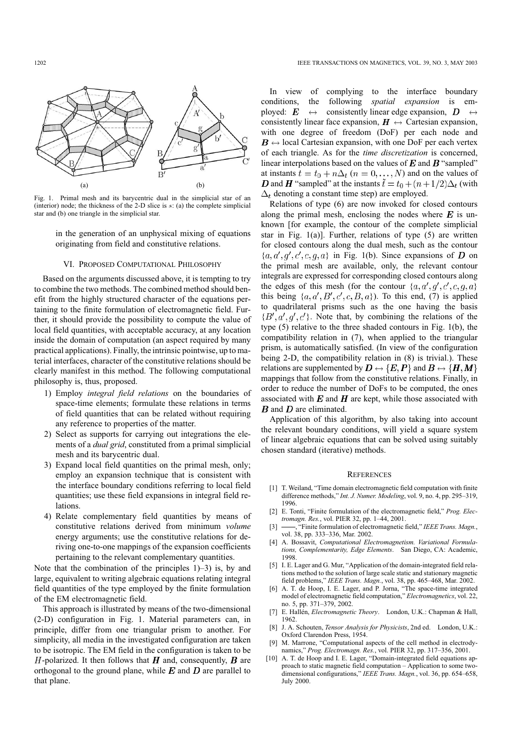Fig. 1. Primal mesh and its barycentric dual in the simplicial star of an (interior) node; the thickness of the 2-D slice is $s$: (a) the complete simplicial star and (b) one triangle in the simplicial star.

in the generation of an unphysical mixing of equations originating from field and constitutive relations.

## VI. Proposed Computational Philosophy

Based on the arguments discussed above, it is tempting to try to combine the two methods. The combined method should benefit from the highly structured character of the equations pertaining to the finite formulation of electromagnetic field. Further, it should provide the possibility to compute the value of local field quantities, with acceptable accuracy, at any location inside the domain of computation (an aspect required by many practical applications). Finally, the intrinsic pointwise, up to material interfaces, character of the constitutive relations should be clearly manifest in this method. The following computational philosophy is, thus, proposed.

1) Employ *integral field relations* on the boundaries of space-time elements; formulate these relations in terms of field quantities that can be related without requiring any reference to properties of the matter.
2) Select as supports for carrying out integrations the elements of a *dual grid*, constituted from a primal simplicial mesh and its barycentric dual.
3) Expand local field quantities on the primal mesh, only; employ an expansion technique that is consistent with the interface boundary conditions referring to local field quantities; use these field expansions in integral field relations.
4) Relate complementary field quantities by means of constitutive relations derived from minimum *volume* energy arguments; use the constitutive relations for deriving one-to-one mappings of the expansion coefficients pertaining to the relevant complementary quantities.

Note that the combination of the principles 1)–3) is, by and large, equivalent to writing algebraic equations relating integral field quantities of the type employed by the finite formulation of the EM electromagnetic field.

This approach is illustrated by means of the two-dimensional (2-D) configuration in Fig. 1. Material parameters can, in principle, differ from one triangular prism to another. For simplicity, all media in the investigated configuration are taken to be isotropic. The EM field in the configuration is taken to be $H$-polarized. It then follows that $\boldsymbol{H}$ and, consequently, $\boldsymbol{B}$ are orthogonal to the ground plane, while $\boldsymbol{E}$ and $\boldsymbol{D}$ are parallel to that plane.

In view of complying to the interface boundary conditions, the following *spatial expansion* is employed: $\boldsymbol{E} \leftrightarrow$ consistently linear edge expansion, $\boldsymbol{D} \leftrightarrow$ consistently linear face expansion, $\boldsymbol{H} \leftrightarrow$ Cartesian expansion, with one degree of freedom (DoF) per each node and $\boldsymbol{B} \leftrightarrow$ local Cartesian expansion, with one DoF per each vertex of each triangle. As for the *time discretization* is concerned, linear interpolations based on the values of $\boldsymbol{E}$ and $\boldsymbol{B}$ "sampled" at instants $t = t_0 + n\Delta_t$ ($n = 0, \ldots, N$) and on the values of $\boldsymbol{D}$ and $\boldsymbol{H}$ "sampled" at the instants $\tilde{t} = t_0 + (n + 1/2)\Delta_t$ (with $\Delta_t$ denoting a constant time step) are employed.

Relations of type (6) are now invoked for closed contours along the primal mesh, enclosing the nodes where $\boldsymbol{E}$ is unknown [for example, the contour of the complete simplicial star in Fig. 1(a)]. Further, relations of type (5) are written for closed contours along the dual mesh, such as the contour $\{a, a', g', c', c, g, a\}$ in Fig. 1(b). Since expansions of $\boldsymbol{D}$ on the primal mesh are available, only, the relevant contour integrals are expressed for corresponding closed contours along the edges of this mesh (for the contour $\{a, a', g', c', c, g, a\}$ this being $\{a, a', B', c', c, B, a\}$). To this end, (7) is applied to quadrilateral prisms such as the one having the basis $\{B', a', g', c'\}$. Note that, by combining the relations of the type (5) relative to the three shaded contours in Fig. 1(b), the compatibility relation in (7), when applied to the triangular prism, is automatically satisfied. (In view of the configuration being 2-D, the compatibility relation in (8) is trivial.). These relations are supplemented by $\boldsymbol{D} \leftrightarrow \{\boldsymbol{E}, \boldsymbol{P}\}$ and $\boldsymbol{B} \leftrightarrow \{\boldsymbol{H}, \boldsymbol{M}\}$ mappings that follow from the constitutive relations. Finally, in order to reduce the number of DoFs to be computed, the ones associated with $\boldsymbol{E}$ and $\boldsymbol{H}$ are kept, while those associated with $\boldsymbol{B}$ and $\boldsymbol{D}$ are eliminated.

Application of this algorithm, by also taking into account the relevant boundary conditions, will yield a square system of linear algebraic equations that can be solved using suitably chosen standard (iterative) methods.

## References

[1] T. Weiland, "Time domain electromagnetic field computation with finite difference methods," *Int. J. Numer. Modeling*, vol. 9, no. 4, pp. 295–319, 1996.

[2] E. Tonti, "Finite formulation of the electromagnetic field," *Prog. Electromagn. Res.*, vol. PIER 32, pp. 1–44, 2001.

[3] ——, "Finite formulation of electromagnetic field," *IEEE Trans. Magn.*, vol. 38, pp. 333–336, Mar. 2002.

[4] A. Bossavit, *Computational Electromagnetism. Variational Formulations, Complementarity, Edge Elements*. San Diego, CA: Academic, 1998.

[5] I. E. Lager and G. Mur, "Application of the domain-integrated field relations method to the solution of large scale static and stationary magnetic field problems," *IEEE Trans. Magn.*, vol. 38, pp. 465–468, Mar. 2002.

[6] A. T. de Hoop, I. E. Lager, and P. Jorna, "The space-time integrated model of electromagnetic field computation," *Electromagnetics*, vol. 22, no. 5, pp. 371–379, 2002.

[7] E. Hallén, *Electromagnetic Theory*. London, U.K.: Chapman & Hall, 1962.

[8] J. A. Schouten, *Tensor Analysis for Physicists*, 2nd ed. London, U.K.: Oxford Clarendon Press, 1954.

[9] M. Marrone, "Computational aspects of the cell method in electrodynamics," *Prog. Electromagn. Res.*, vol. PIER 32, pp. 317–356, 2001.

[10] A. T. de Hoop and I. E. Lager, "Domain-integrated field equations approach to static magnetic field computation – Application to some two-dimensional configurations," *IEEE Trans. Magn.*, vol. 36, pp. 654–658, July 2000.